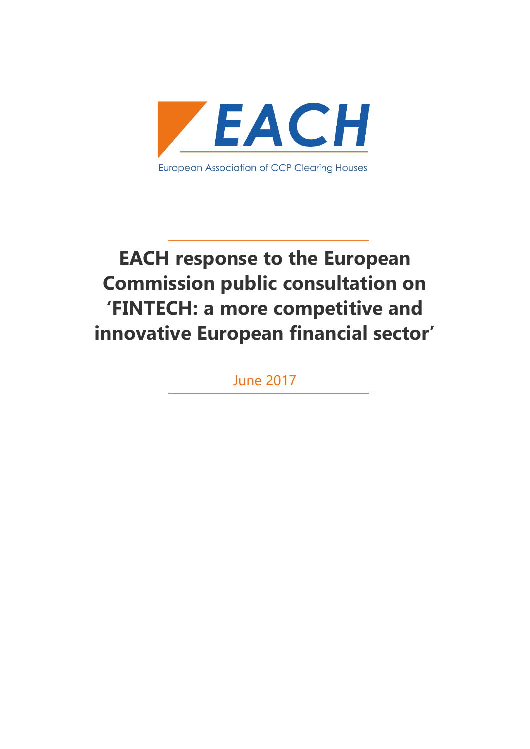EACH

European Association of CCP Clearing Houses

# EACH response to the European Commission public consultation on 'FINTECH: a more competitive and innovative European financial sector'

June 2017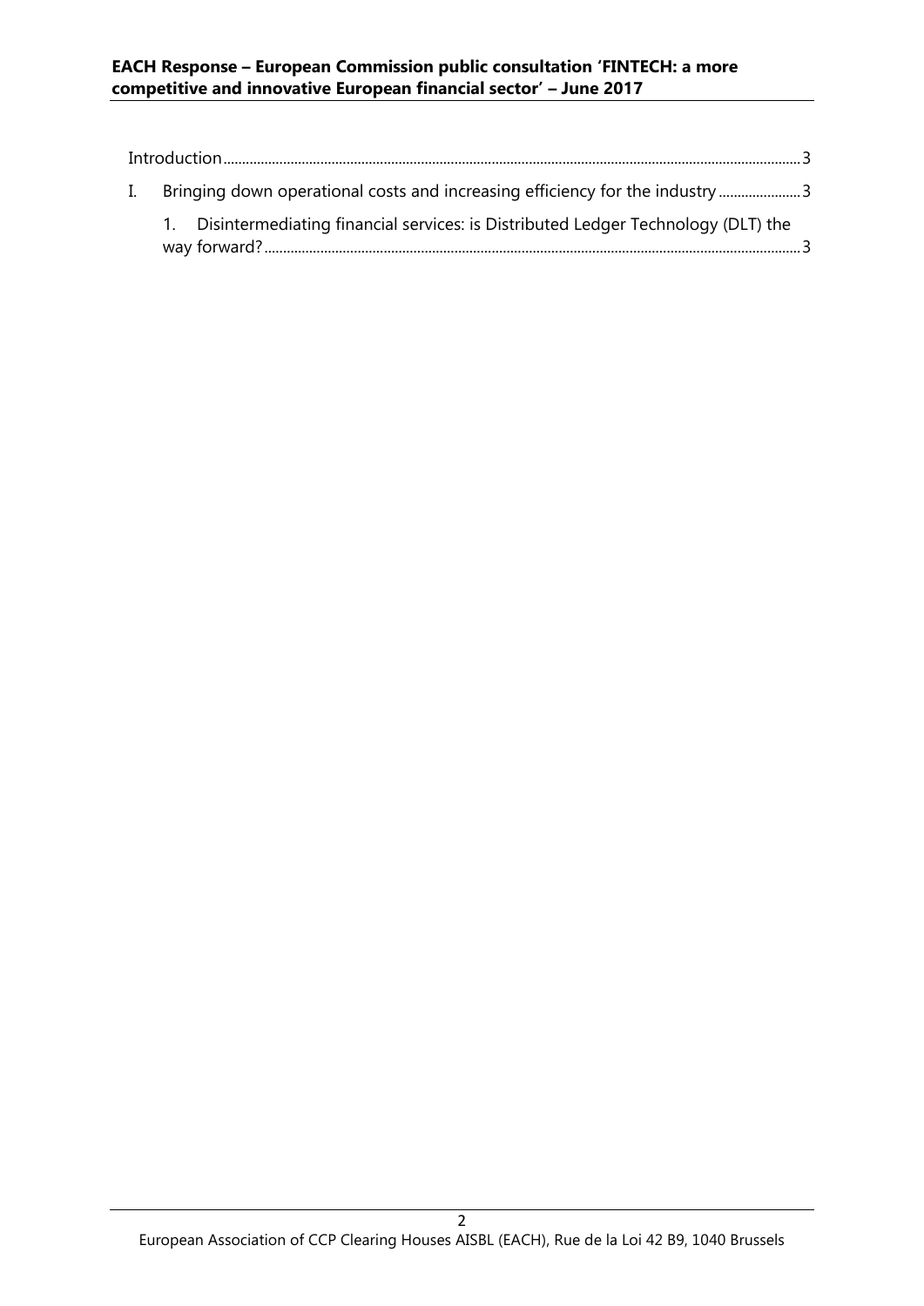Introduction ........................................................................................................ 3

I. Bringing down operational costs and increasing efficiency for the industry ........................ 3

   1. Disintermediating financial services: is Distributed Ledger Technology (DLT) the way forward? ........................................................................................................ 3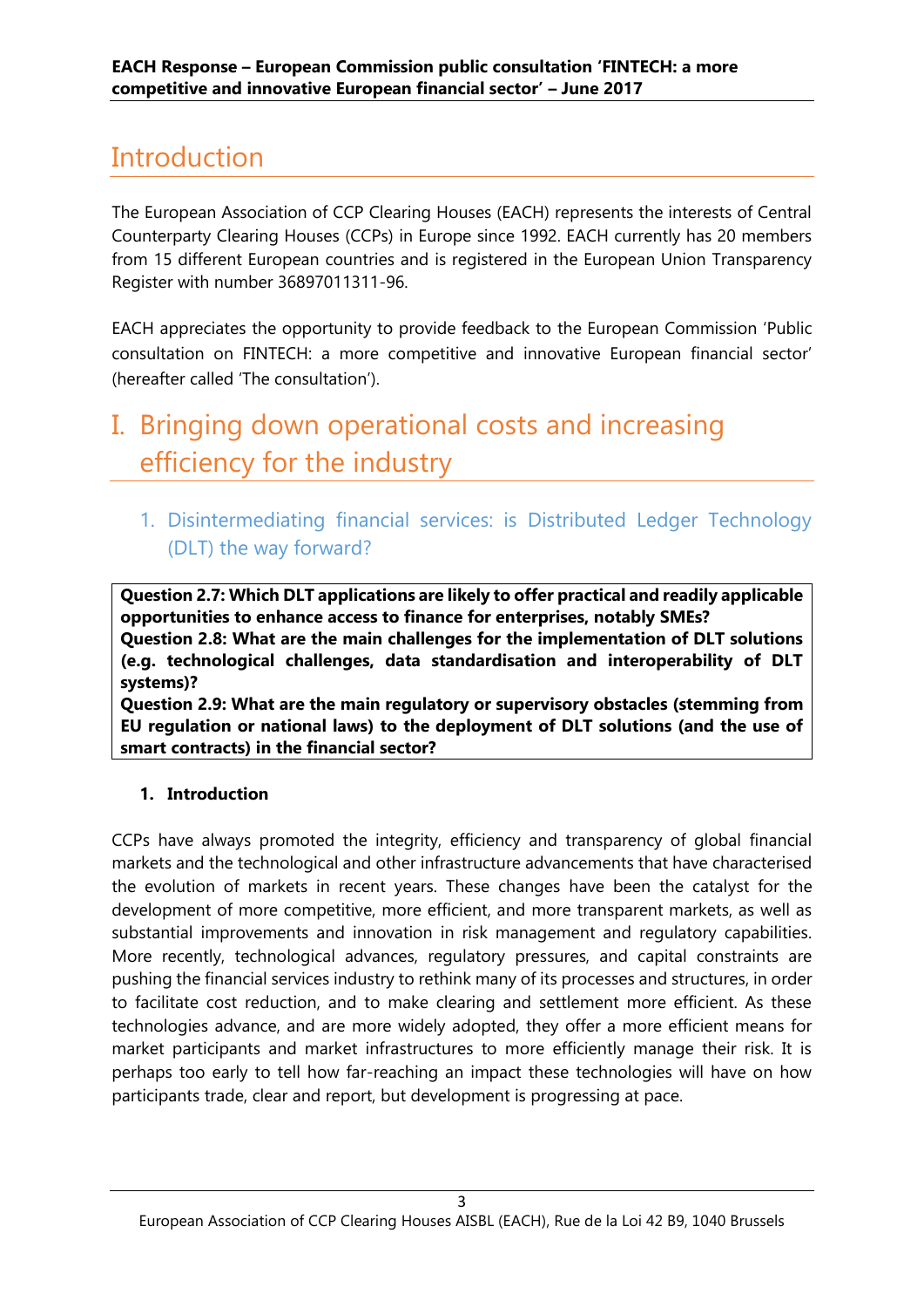# Introduction

The European Association of CCP Clearing Houses (EACH) represents the interests of Central Counterparty Clearing Houses (CCPs) in Europe since 1992. EACH currently has 20 members from 15 different European countries and is registered in the European Union Transparency Register with number 36897011311-96.

EACH appreciates the opportunity to provide feedback to the European Commission 'Public consultation on FINTECH: a more competitive and innovative European financial sector' (hereafter called 'The consultation').

# I. Bringing down operational costs and increasing efficiency for the industry

## 1. Disintermediating financial services: is Distributed Ledger Technology (DLT) the way forward?

**Question 2.7: Which DLT applications are likely to offer practical and readily applicable opportunities to enhance access to finance for enterprises, notably SMEs?**
**Question 2.8: What are the main challenges for the implementation of DLT solutions (e.g. technological challenges, data standardisation and interoperability of DLT systems)?**
**Question 2.9: What are the main regulatory or supervisory obstacles (stemming from EU regulation or national laws) to the deployment of DLT solutions (and the use of smart contracts) in the financial sector?**

**1. Introduction**

CCPs have always promoted the integrity, efficiency and transparency of global financial markets and the technological and other infrastructure advancements that have characterised the evolution of markets in recent years. These changes have been the catalyst for the development of more competitive, more efficient, and more transparent markets, as well as substantial improvements and innovation in risk management and regulatory capabilities. More recently, technological advances, regulatory pressures, and capital constraints are pushing the financial services industry to rethink many of its processes and structures, in order to facilitate cost reduction, and to make clearing and settlement more efficient. As these technologies advance, and are more widely adopted, they offer a more efficient means for market participants and market infrastructures to more efficiently manage their risk. It is perhaps too early to tell how far-reaching an impact these technologies will have on how participants trade, clear and report, but development is progressing at pace.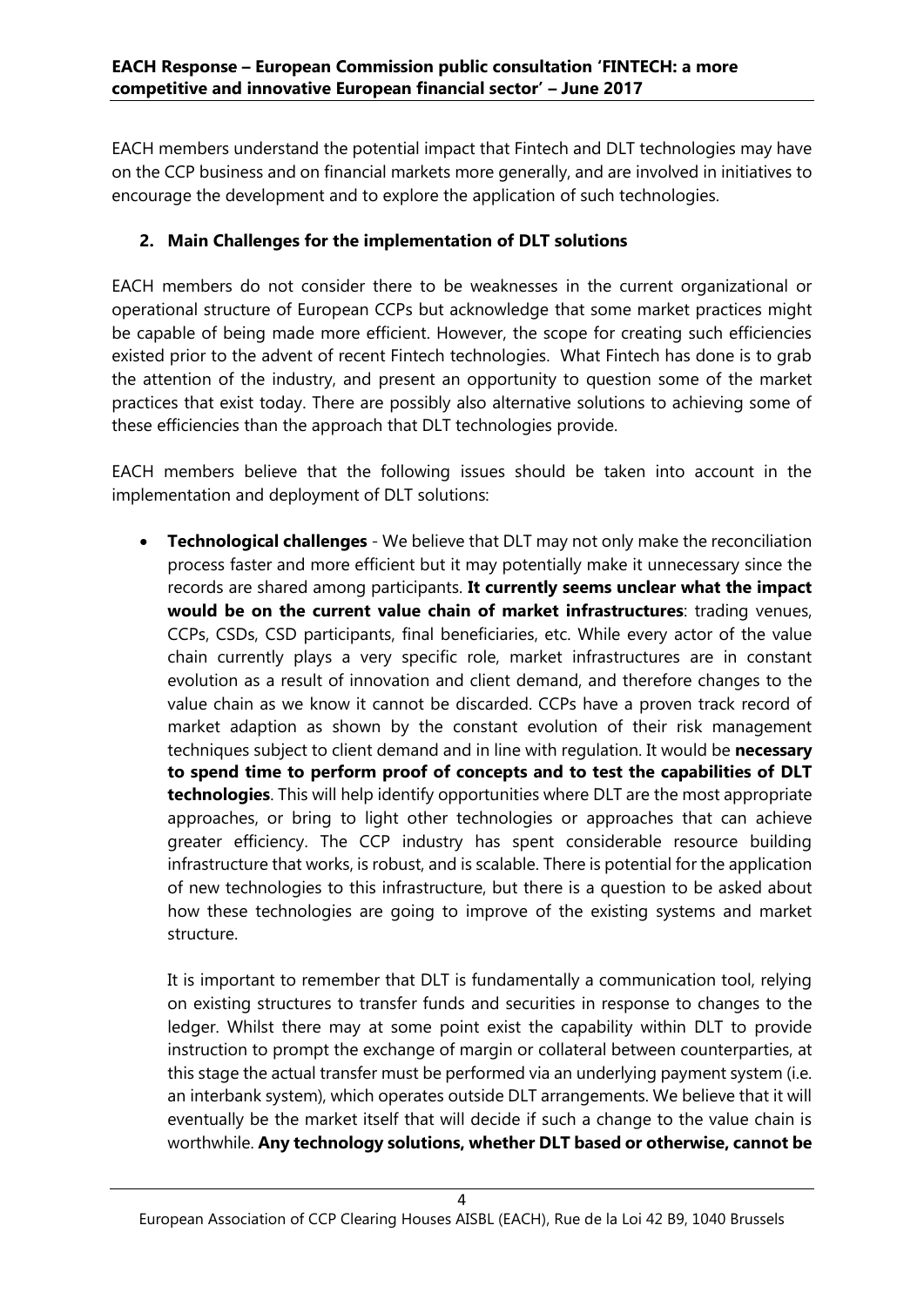EACH members understand the potential impact that Fintech and DLT technologies may have on the CCP business and on financial markets more generally, and are involved in initiatives to encourage the development and to explore the application of such technologies.

## 2. Main Challenges for the implementation of DLT solutions

EACH members do not consider there to be weaknesses in the current organizational or operational structure of European CCPs but acknowledge that some market practices might be capable of being made more efficient. However, the scope for creating such efficiencies existed prior to the advent of recent Fintech technologies. What Fintech has done is to grab the attention of the industry, and present an opportunity to question some of the market practices that exist today. There are possibly also alternative solutions to achieving some of these efficiencies than the approach that DLT technologies provide.

EACH members believe that the following issues should be taken into account in the implementation and deployment of DLT solutions:

- **Technological challenges** - We believe that DLT may not only make the reconciliation process faster and more efficient but it may potentially make it unnecessary since the records are shared among participants. **It currently seems unclear what the impact would be on the current value chain of market infrastructures**: trading venues, CCPs, CSDs, CSD participants, final beneficiaries, etc. While every actor of the value chain currently plays a very specific role, market infrastructures are in constant evolution as a result of innovation and client demand, and therefore changes to the value chain as we know it cannot be discarded. CCPs have a proven track record of market adaption as shown by the constant evolution of their risk management techniques subject to client demand and in line with regulation. It would be **necessary to spend time to perform proof of concepts and to test the capabilities of DLT technologies**. This will help identify opportunities where DLT are the most appropriate approaches, or bring to light other technologies or approaches that can achieve greater efficiency. The CCP industry has spent considerable resource building infrastructure that works, is robust, and is scalable. There is potential for the application of new technologies to this infrastructure, but there is a question to be asked about how these technologies are going to improve of the existing systems and market structure.

  It is important to remember that DLT is fundamentally a communication tool, relying on existing structures to transfer funds and securities in response to changes to the ledger. Whilst there may at some point exist the capability within DLT to provide instruction to prompt the exchange of margin or collateral between counterparties, at this stage the actual transfer must be performed via an underlying payment system (i.e. an interbank system), which operates outside DLT arrangements. We believe that it will eventually be the market itself that will decide if such a change to the value chain is worthwhile. **Any technology solutions, whether DLT based or otherwise, cannot be**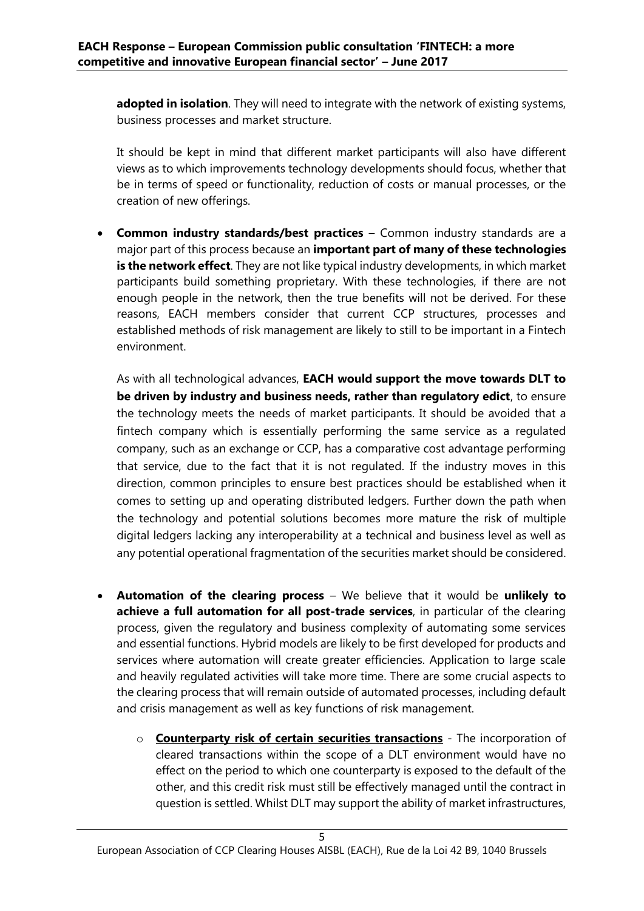**adopted in isolation**. They will need to integrate with the network of existing systems, business processes and market structure.

It should be kept in mind that different market participants will also have different views as to which improvements technology developments should focus, whether that be in terms of speed or functionality, reduction of costs or manual processes, or the creation of new offerings.

- **Common industry standards/best practices** – Common industry standards are a major part of this process because an **important part of many of these technologies is the network effect**. They are not like typical industry developments, in which market participants build something proprietary. With these technologies, if there are not enough people in the network, then the true benefits will not be derived. For these reasons, EACH members consider that current CCP structures, processes and established methods of risk management are likely to still to be important in a Fintech environment.

  As with all technological advances, **EACH would support the move towards DLT to be driven by industry and business needs, rather than regulatory edict**, to ensure the technology meets the needs of market participants. It should be avoided that a fintech company which is essentially performing the same service as a regulated company, such as an exchange or CCP, has a comparative cost advantage performing that service, due to the fact that it is not regulated. If the industry moves in this direction, common principles to ensure best practices should be established when it comes to setting up and operating distributed ledgers. Further down the path when the technology and potential solutions becomes more mature the risk of multiple digital ledgers lacking any interoperability at a technical and business level as well as any potential operational fragmentation of the securities market should be considered.

- **Automation of the clearing process** – We believe that it would be **unlikely to achieve a full automation for all post-trade services**, in particular of the clearing process, given the regulatory and business complexity of automating some services and essential functions. Hybrid models are likely to be first developed for products and services where automation will create greater efficiencies. Application to large scale and heavily regulated activities will take more time. There are some crucial aspects to the clearing process that will remain outside of automated processes, including default and crisis management as well as key functions of risk management.

  - **Counterparty risk of certain securities transactions** - The incorporation of cleared transactions within the scope of a DLT environment would have no effect on the period to which one counterparty is exposed to the default of the other, and this credit risk must still be effectively managed until the contract in question is settled. Whilst DLT may support the ability of market infrastructures,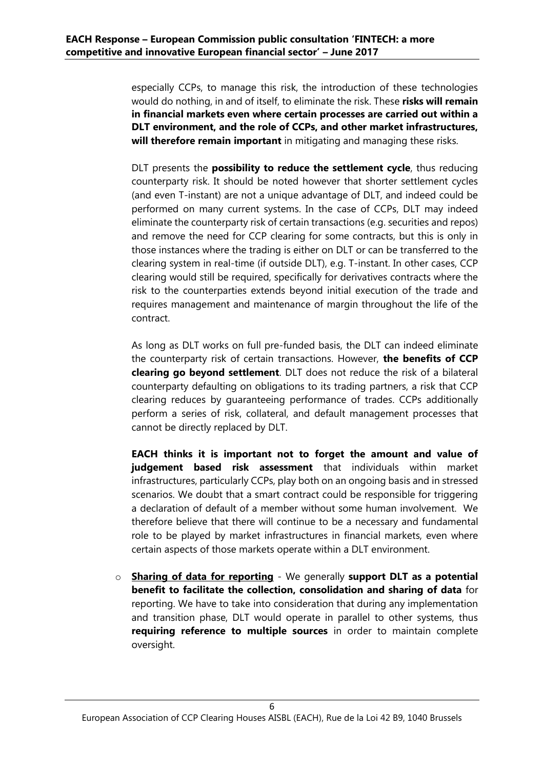especially CCPs, to manage this risk, the introduction of these technologies would do nothing, in and of itself, to eliminate the risk. These **risks will remain in financial markets even where certain processes are carried out within a DLT environment, and the role of CCPs, and other market infrastructures, will therefore remain important** in mitigating and managing these risks.

DLT presents the **possibility to reduce the settlement cycle**, thus reducing counterparty risk. It should be noted however that shorter settlement cycles (and even T-instant) are not a unique advantage of DLT, and indeed could be performed on many current systems. In the case of CCPs, DLT may indeed eliminate the counterparty risk of certain transactions (e.g. securities and repos) and remove the need for CCP clearing for some contracts, but this is only in those instances where the trading is either on DLT or can be transferred to the clearing system in real-time (if outside DLT), e.g. T-instant. In other cases, CCP clearing would still be required, specifically for derivatives contracts where the risk to the counterparties extends beyond initial execution of the trade and requires management and maintenance of margin throughout the life of the contract.

As long as DLT works on full pre-funded basis, the DLT can indeed eliminate the counterparty risk of certain transactions. However, **the benefits of CCP clearing go beyond settlement**. DLT does not reduce the risk of a bilateral counterparty defaulting on obligations to its trading partners, a risk that CCP clearing reduces by guaranteeing performance of trades. CCPs additionally perform a series of risk, collateral, and default management processes that cannot be directly replaced by DLT.

**EACH thinks it is important not to forget the amount and value of judgement based risk assessment** that individuals within market infrastructures, particularly CCPs, play both on an ongoing basis and in stressed scenarios. We doubt that a smart contract could be responsible for triggering a declaration of default of a member without some human involvement. We therefore believe that there will continue to be a necessary and fundamental role to be played by market infrastructures in financial markets, even where certain aspects of those markets operate within a DLT environment.

- **Sharing of data for reporting** - We generally **support DLT as a potential benefit to facilitate the collection, consolidation and sharing of data** for reporting. We have to take into consideration that during any implementation and transition phase, DLT would operate in parallel to other systems, thus **requiring reference to multiple sources** in order to maintain complete oversight.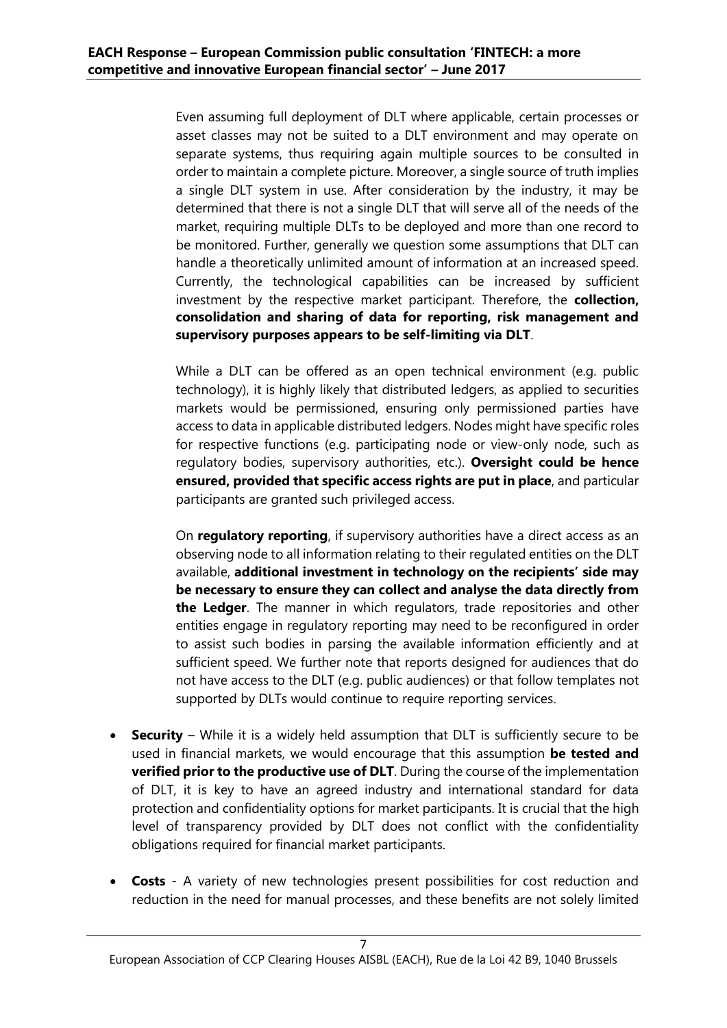Even assuming full deployment of DLT where applicable, certain processes or asset classes may not be suited to a DLT environment and may operate on separate systems, thus requiring again multiple sources to be consulted in order to maintain a complete picture. Moreover, a single source of truth implies a single DLT system in use. After consideration by the industry, it may be determined that there is not a single DLT that will serve all of the needs of the market, requiring multiple DLTs to be deployed and more than one record to be monitored. Further, generally we question some assumptions that DLT can handle a theoretically unlimited amount of information at an increased speed. Currently, the technological capabilities can be increased by sufficient investment by the respective market participant. Therefore, the **collection, consolidation and sharing of data for reporting, risk management and supervisory purposes appears to be self-limiting via DLT**.

While a DLT can be offered as an open technical environment (e.g. public technology), it is highly likely that distributed ledgers, as applied to securities markets would be permissioned, ensuring only permissioned parties have access to data in applicable distributed ledgers. Nodes might have specific roles for respective functions (e.g. participating node or view-only node, such as regulatory bodies, supervisory authorities, etc.). **Oversight could be hence ensured, provided that specific access rights are put in place**, and particular participants are granted such privileged access.

On **regulatory reporting**, if supervisory authorities have a direct access as an observing node to all information relating to their regulated entities on the DLT available, **additional investment in technology on the recipients' side may be necessary to ensure they can collect and analyse the data directly from the Ledger**. The manner in which regulators, trade repositories and other entities engage in regulatory reporting may need to be reconfigured in order to assist such bodies in parsing the available information efficiently and at sufficient speed. We further note that reports designed for audiences that do not have access to the DLT (e.g. public audiences) or that follow templates not supported by DLTs would continue to require reporting services.

- **Security** – While it is a widely held assumption that DLT is sufficiently secure to be used in financial markets, we would encourage that this assumption **be tested and verified prior to the productive use of DLT**. During the course of the implementation of DLT, it is key to have an agreed industry and international standard for data protection and confidentiality options for market participants. It is crucial that the high level of transparency provided by DLT does not conflict with the confidentiality obligations required for financial market participants.

- **Costs** - A variety of new technologies present possibilities for cost reduction and reduction in the need for manual processes, and these benefits are not solely limited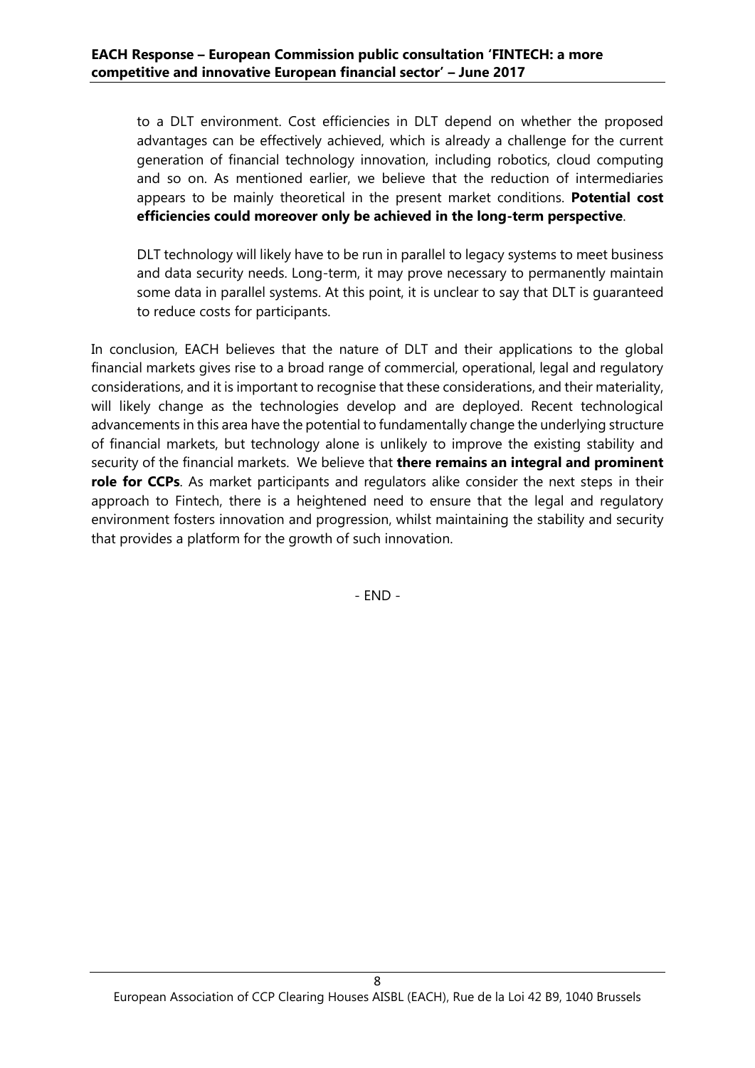to a DLT environment. Cost efficiencies in DLT depend on whether the proposed advantages can be effectively achieved, which is already a challenge for the current generation of financial technology innovation, including robotics, cloud computing and so on. As mentioned earlier, we believe that the reduction of intermediaries appears to be mainly theoretical in the present market conditions. **Potential cost efficiencies could moreover only be achieved in the long-term perspective**.

DLT technology will likely have to be run in parallel to legacy systems to meet business and data security needs. Long-term, it may prove necessary to permanently maintain some data in parallel systems. At this point, it is unclear to say that DLT is guaranteed to reduce costs for participants.

In conclusion, EACH believes that the nature of DLT and their applications to the global financial markets gives rise to a broad range of commercial, operational, legal and regulatory considerations, and it is important to recognise that these considerations, and their materiality, will likely change as the technologies develop and are deployed. Recent technological advancements in this area have the potential to fundamentally change the underlying structure of financial markets, but technology alone is unlikely to improve the existing stability and security of the financial markets. We believe that **there remains an integral and prominent role for CCPs**. As market participants and regulators alike consider the next steps in their approach to Fintech, there is a heightened need to ensure that the legal and regulatory environment fosters innovation and progression, whilst maintaining the stability and security that provides a platform for the growth of such innovation.

- END -